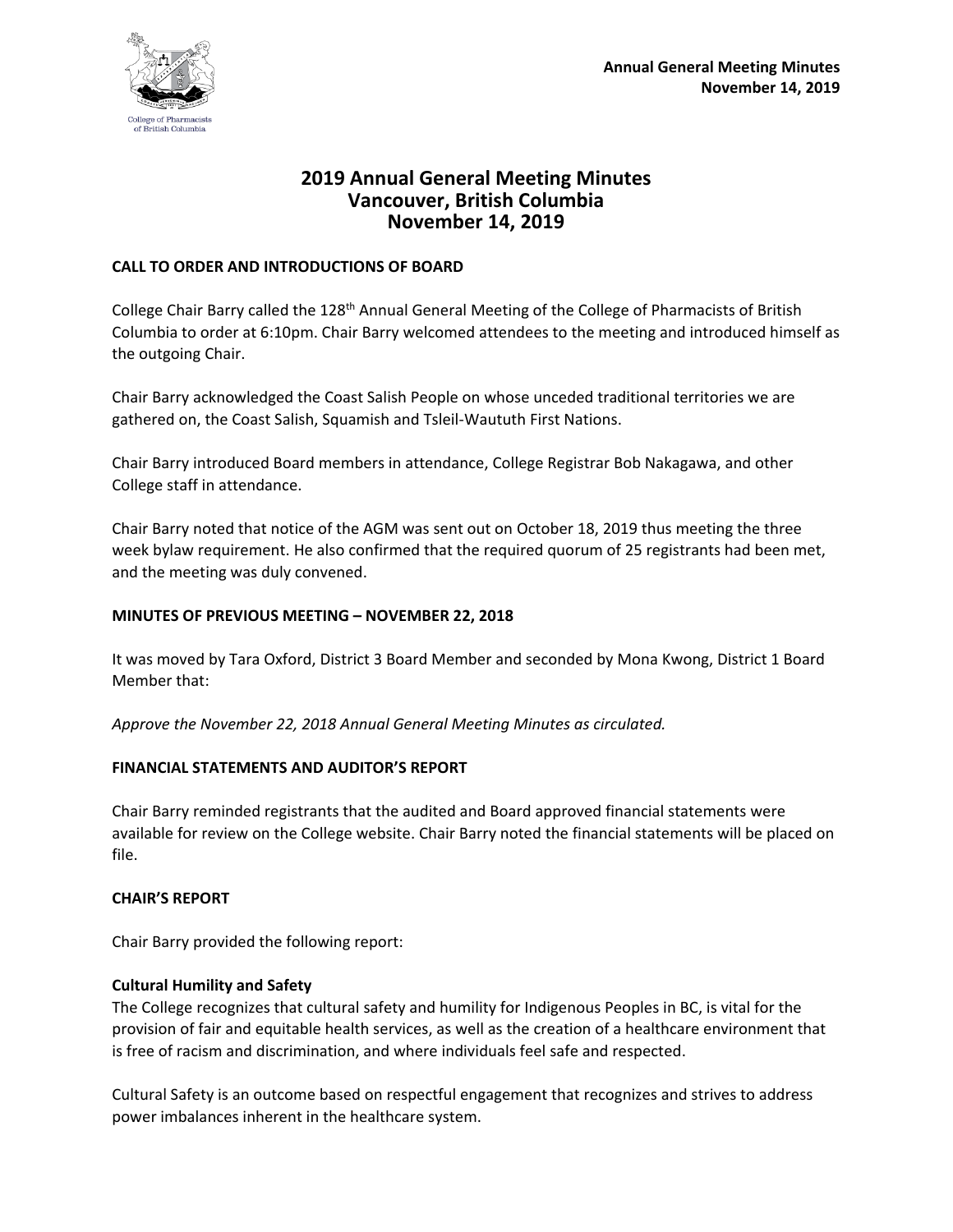# 2019 Annual General Meeting Minutes
# Vancouver, British Columbia
# November 14, 2019

## CALL TO ORDER AND INTRODUCTIONS OF BOARD

College Chair Barry called the 128th Annual General Meeting of the College of Pharmacists of British Columbia to order at 6:10pm. Chair Barry welcomed attendees to the meeting and introduced himself as the outgoing Chair.

Chair Barry acknowledged the Coast Salish People on whose unceded traditional territories we are gathered on, the Coast Salish, Squamish and Tsleil-Waututh First Nations.

Chair Barry introduced Board members in attendance, College Registrar Bob Nakagawa, and other College staff in attendance.

Chair Barry noted that notice of the AGM was sent out on October 18, 2019 thus meeting the three week bylaw requirement. He also confirmed that the required quorum of 25 registrants had been met, and the meeting was duly convened.

## MINUTES OF PREVIOUS MEETING – NOVEMBER 22, 2018

It was moved by Tara Oxford, District 3 Board Member and seconded by Mona Kwong, District 1 Board Member that:

*Approve the November 22, 2018 Annual General Meeting Minutes as circulated.*

## FINANCIAL STATEMENTS AND AUDITOR'S REPORT

Chair Barry reminded registrants that the audited and Board approved financial statements were available for review on the College website. Chair Barry noted the financial statements will be placed on file.

## CHAIR'S REPORT

Chair Barry provided the following report:

### Cultural Humility and Safety

The College recognizes that cultural safety and humility for Indigenous Peoples in BC, is vital for the provision of fair and equitable health services, as well as the creation of a healthcare environment that is free of racism and discrimination, and where individuals feel safe and respected.

Cultural Safety is an outcome based on respectful engagement that recognizes and strives to address power imbalances inherent in the healthcare system.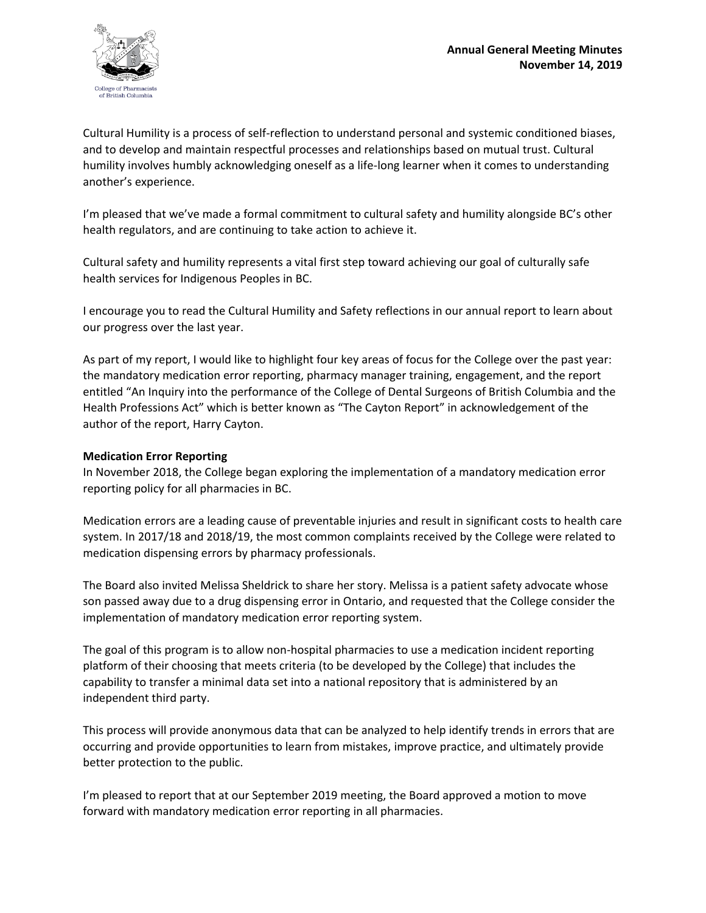Cultural Humility is a process of self-reflection to understand personal and systemic conditioned biases, and to develop and maintain respectful processes and relationships based on mutual trust. Cultural humility involves humbly acknowledging oneself as a life-long learner when it comes to understanding another's experience.

I'm pleased that we've made a formal commitment to cultural safety and humility alongside BC's other health regulators, and are continuing to take action to achieve it.

Cultural safety and humility represents a vital first step toward achieving our goal of culturally safe health services for Indigenous Peoples in BC.

I encourage you to read the Cultural Humility and Safety reflections in our annual report to learn about our progress over the last year.

As part of my report, I would like to highlight four key areas of focus for the College over the past year: the mandatory medication error reporting, pharmacy manager training, engagement, and the report entitled "An Inquiry into the performance of the College of Dental Surgeons of British Columbia and the Health Professions Act" which is better known as "The Cayton Report" in acknowledgement of the author of the report, Harry Cayton.

**Medication Error Reporting**

In November 2018, the College began exploring the implementation of a mandatory medication error reporting policy for all pharmacies in BC.

Medication errors are a leading cause of preventable injuries and result in significant costs to health care system. In 2017/18 and 2018/19, the most common complaints received by the College were related to medication dispensing errors by pharmacy professionals.

The Board also invited Melissa Sheldrick to share her story. Melissa is a patient safety advocate whose son passed away due to a drug dispensing error in Ontario, and requested that the College consider the implementation of mandatory medication error reporting system.

The goal of this program is to allow non-hospital pharmacies to use a medication incident reporting platform of their choosing that meets criteria (to be developed by the College) that includes the capability to transfer a minimal data set into a national repository that is administered by an independent third party.

This process will provide anonymous data that can be analyzed to help identify trends in errors that are occurring and provide opportunities to learn from mistakes, improve practice, and ultimately provide better protection to the public.

I'm pleased to report that at our September 2019 meeting, the Board approved a motion to move forward with mandatory medication error reporting in all pharmacies.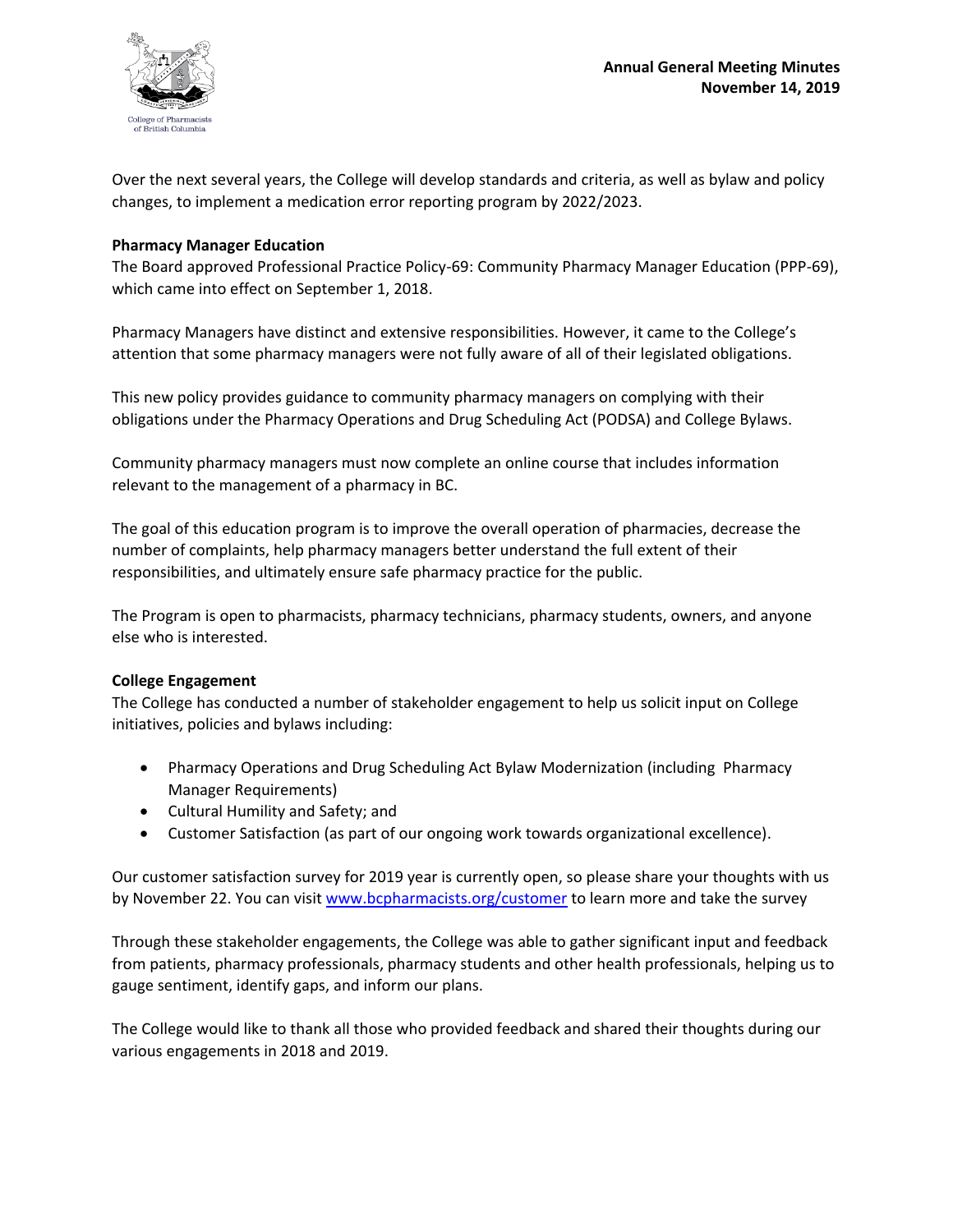Over the next several years, the College will develop standards and criteria, as well as bylaw and policy changes, to implement a medication error reporting program by 2022/2023.

**Pharmacy Manager Education**

The Board approved Professional Practice Policy-69: Community Pharmacy Manager Education (PPP-69), which came into effect on September 1, 2018.

Pharmacy Managers have distinct and extensive responsibilities. However, it came to the College's attention that some pharmacy managers were not fully aware of all of their legislated obligations.

This new policy provides guidance to community pharmacy managers on complying with their obligations under the Pharmacy Operations and Drug Scheduling Act (PODSA) and College Bylaws.

Community pharmacy managers must now complete an online course that includes information relevant to the management of a pharmacy in BC.

The goal of this education program is to improve the overall operation of pharmacies, decrease the number of complaints, help pharmacy managers better understand the full extent of their responsibilities, and ultimately ensure safe pharmacy practice for the public.

The Program is open to pharmacists, pharmacy technicians, pharmacy students, owners, and anyone else who is interested.

**College Engagement**

The College has conducted a number of stakeholder engagement to help us solicit input on College initiatives, policies and bylaws including:

- Pharmacy Operations and Drug Scheduling Act Bylaw Modernization (including Pharmacy Manager Requirements)
- Cultural Humility and Safety; and
- Customer Satisfaction (as part of our ongoing work towards organizational excellence).

Our customer satisfaction survey for 2019 year is currently open, so please share your thoughts with us by November 22. You can visit [www.bcpharmacists.org/customer](www.bcpharmacists.org/customer) to learn more and take the survey

Through these stakeholder engagements, the College was able to gather significant input and feedback from patients, pharmacy professionals, pharmacy students and other health professionals, helping us to gauge sentiment, identify gaps, and inform our plans.

The College would like to thank all those who provided feedback and shared their thoughts during our various engagements in 2018 and 2019.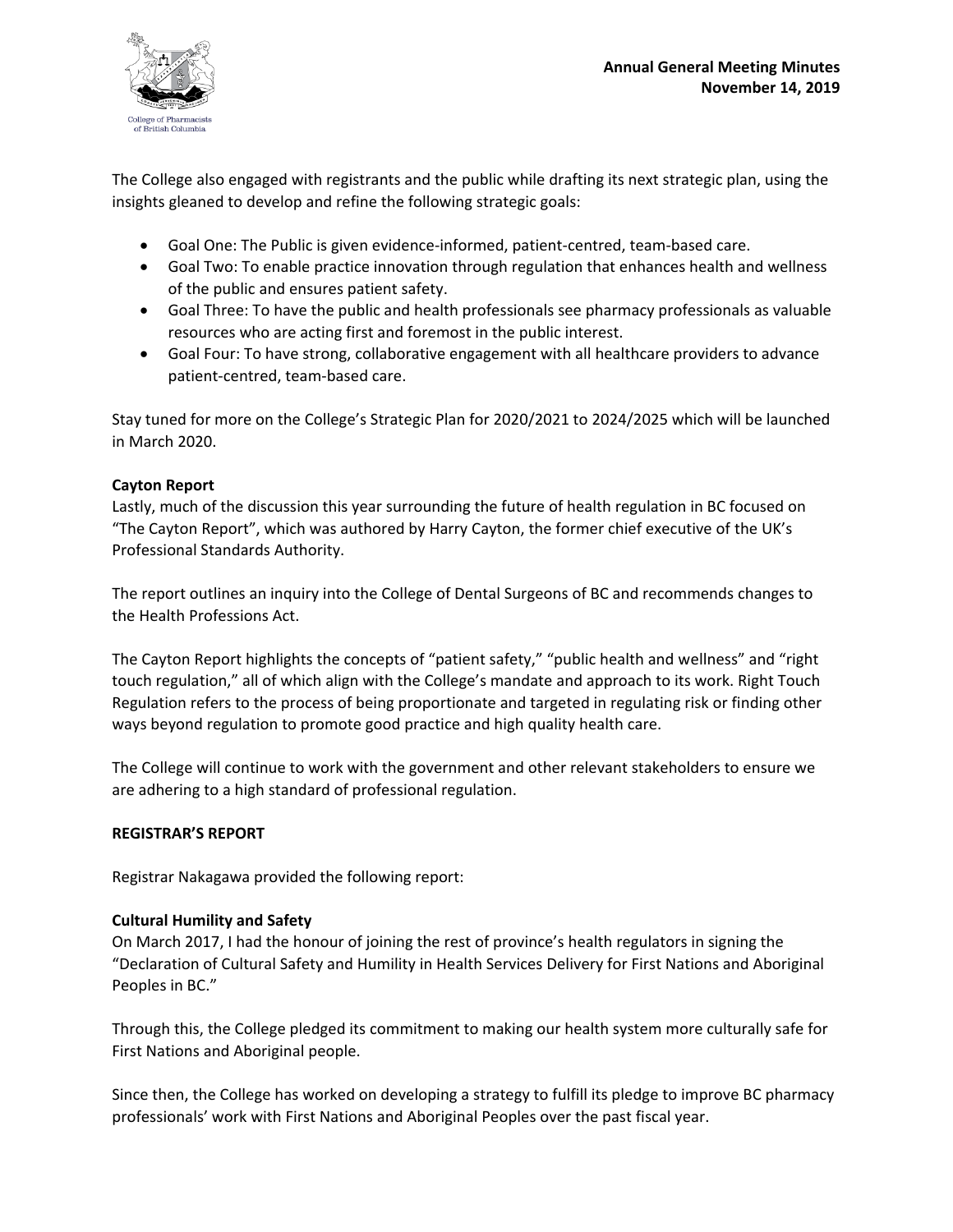The College also engaged with registrants and the public while drafting its next strategic plan, using the insights gleaned to develop and refine the following strategic goals:

- Goal One: The Public is given evidence-informed, patient-centred, team-based care.
- Goal Two: To enable practice innovation through regulation that enhances health and wellness of the public and ensures patient safety.
- Goal Three: To have the public and health professionals see pharmacy professionals as valuable resources who are acting first and foremost in the public interest.
- Goal Four: To have strong, collaborative engagement with all healthcare providers to advance patient-centred, team-based care.

Stay tuned for more on the College's Strategic Plan for 2020/2021 to 2024/2025 which will be launched in March 2020.

**Cayton Report**

Lastly, much of the discussion this year surrounding the future of health regulation in BC focused on "The Cayton Report", which was authored by Harry Cayton, the former chief executive of the UK's Professional Standards Authority.

The report outlines an inquiry into the College of Dental Surgeons of BC and recommends changes to the Health Professions Act.

The Cayton Report highlights the concepts of "patient safety," "public health and wellness" and "right touch regulation," all of which align with the College's mandate and approach to its work. Right Touch Regulation refers to the process of being proportionate and targeted in regulating risk or finding other ways beyond regulation to promote good practice and high quality health care.

The College will continue to work with the government and other relevant stakeholders to ensure we are adhering to a high standard of professional regulation.

**REGISTRAR'S REPORT**

Registrar Nakagawa provided the following report:

**Cultural Humility and Safety**

On March 2017, I had the honour of joining the rest of province's health regulators in signing the "Declaration of Cultural Safety and Humility in Health Services Delivery for First Nations and Aboriginal Peoples in BC."

Through this, the College pledged its commitment to making our health system more culturally safe for First Nations and Aboriginal people.

Since then, the College has worked on developing a strategy to fulfill its pledge to improve BC pharmacy professionals' work with First Nations and Aboriginal Peoples over the past fiscal year.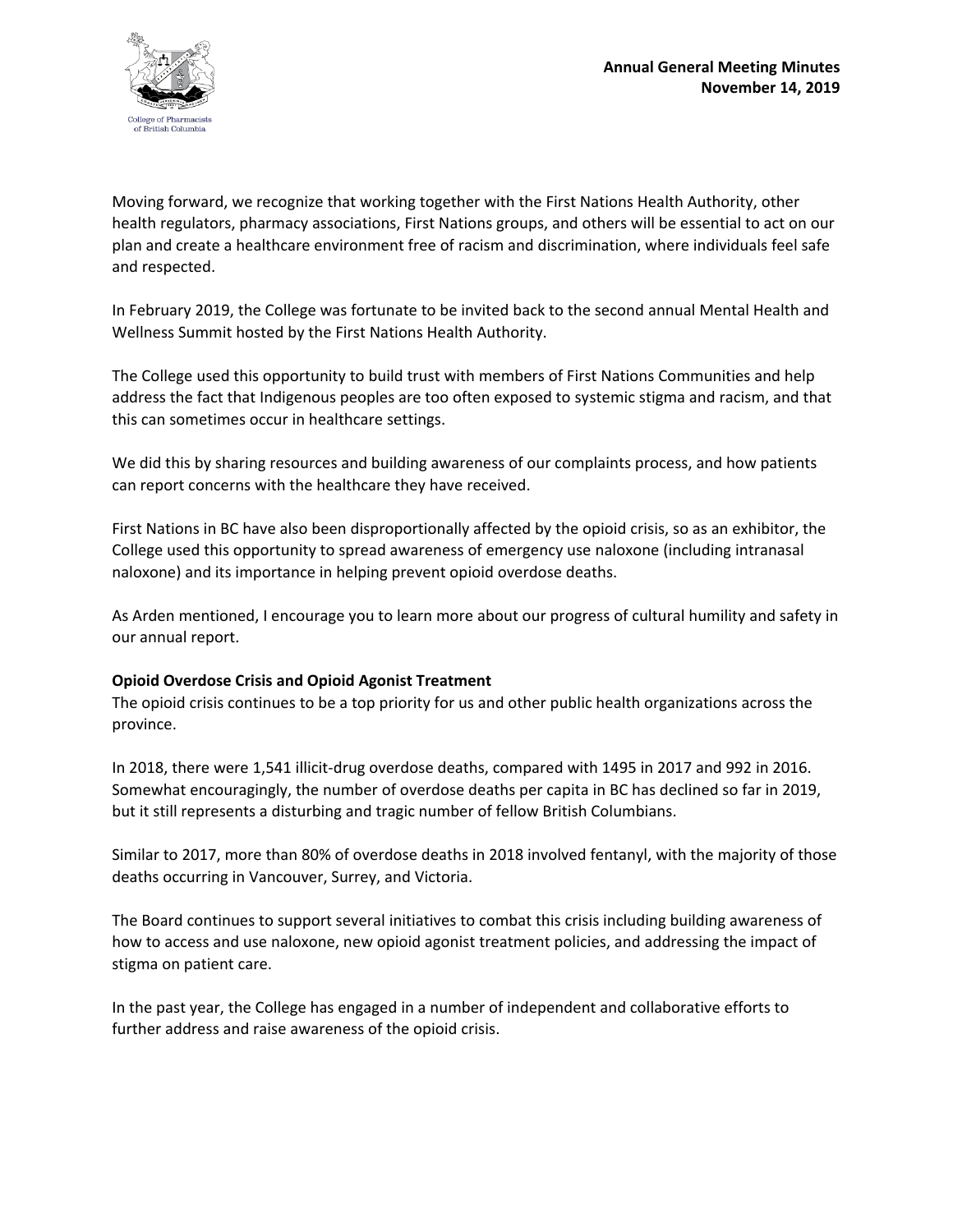Moving forward, we recognize that working together with the First Nations Health Authority, other health regulators, pharmacy associations, First Nations groups, and others will be essential to act on our plan and create a healthcare environment free of racism and discrimination, where individuals feel safe and respected.

In February 2019, the College was fortunate to be invited back to the second annual Mental Health and Wellness Summit hosted by the First Nations Health Authority.

The College used this opportunity to build trust with members of First Nations Communities and help address the fact that Indigenous peoples are too often exposed to systemic stigma and racism, and that this can sometimes occur in healthcare settings.

We did this by sharing resources and building awareness of our complaints process, and how patients can report concerns with the healthcare they have received.

First Nations in BC have also been disproportionally affected by the opioid crisis, so as an exhibitor, the College used this opportunity to spread awareness of emergency use naloxone (including intranasal naloxone) and its importance in helping prevent opioid overdose deaths.

As Arden mentioned, I encourage you to learn more about our progress of cultural humility and safety in our annual report.

**Opioid Overdose Crisis and Opioid Agonist Treatment**

The opioid crisis continues to be a top priority for us and other public health organizations across the province.

In 2018, there were 1,541 illicit-drug overdose deaths, compared with 1495 in 2017 and 992 in 2016. Somewhat encouragingly, the number of overdose deaths per capita in BC has declined so far in 2019, but it still represents a disturbing and tragic number of fellow British Columbians.

Similar to 2017, more than 80% of overdose deaths in 2018 involved fentanyl, with the majority of those deaths occurring in Vancouver, Surrey, and Victoria.

The Board continues to support several initiatives to combat this crisis including building awareness of how to access and use naloxone, new opioid agonist treatment policies, and addressing the impact of stigma on patient care.

In the past year, the College has engaged in a number of independent and collaborative efforts to further address and raise awareness of the opioid crisis.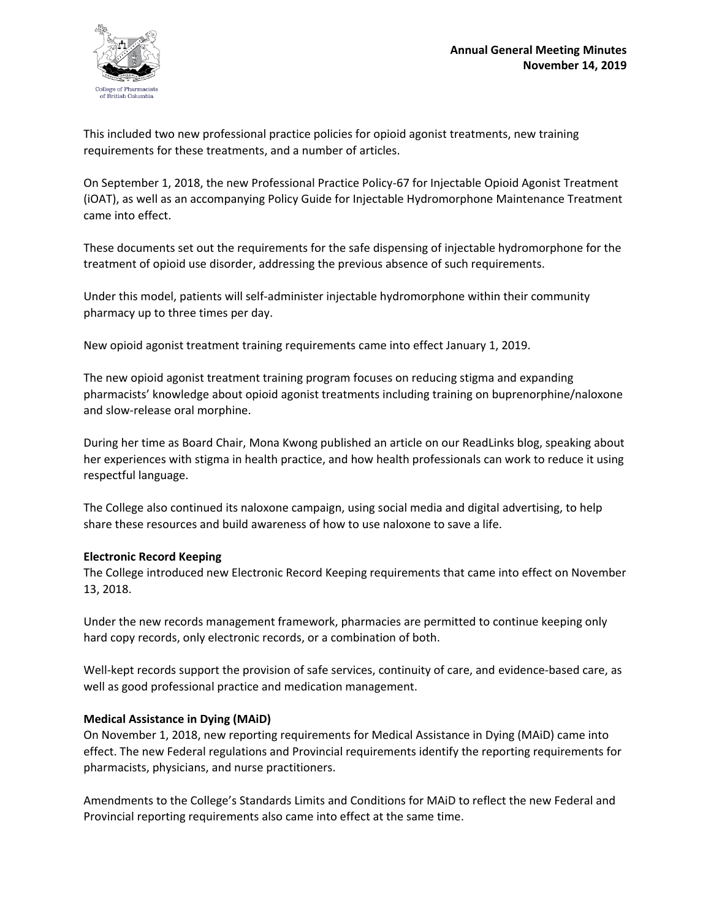This included two new professional practice policies for opioid agonist treatments, new training requirements for these treatments, and a number of articles.

On September 1, 2018, the new Professional Practice Policy-67 for Injectable Opioid Agonist Treatment (iOAT), as well as an accompanying Policy Guide for Injectable Hydromorphone Maintenance Treatment came into effect.

These documents set out the requirements for the safe dispensing of injectable hydromorphone for the treatment of opioid use disorder, addressing the previous absence of such requirements.

Under this model, patients will self-administer injectable hydromorphone within their community pharmacy up to three times per day.

New opioid agonist treatment training requirements came into effect January 1, 2019.

The new opioid agonist treatment training program focuses on reducing stigma and expanding pharmacists' knowledge about opioid agonist treatments including training on buprenorphine/naloxone and slow-release oral morphine.

During her time as Board Chair, Mona Kwong published an article on our ReadLinks blog, speaking about her experiences with stigma in health practice, and how health professionals can work to reduce it using respectful language.

The College also continued its naloxone campaign, using social media and digital advertising, to help share these resources and build awareness of how to use naloxone to save a life.

**Electronic Record Keeping**

The College introduced new Electronic Record Keeping requirements that came into effect on November 13, 2018.

Under the new records management framework, pharmacies are permitted to continue keeping only hard copy records, only electronic records, or a combination of both.

Well-kept records support the provision of safe services, continuity of care, and evidence-based care, as well as good professional practice and medication management.

**Medical Assistance in Dying (MAiD)**

On November 1, 2018, new reporting requirements for Medical Assistance in Dying (MAiD) came into effect. The new Federal regulations and Provincial requirements identify the reporting requirements for pharmacists, physicians, and nurse practitioners.

Amendments to the College's Standards Limits and Conditions for MAiD to reflect the new Federal and Provincial reporting requirements also came into effect at the same time.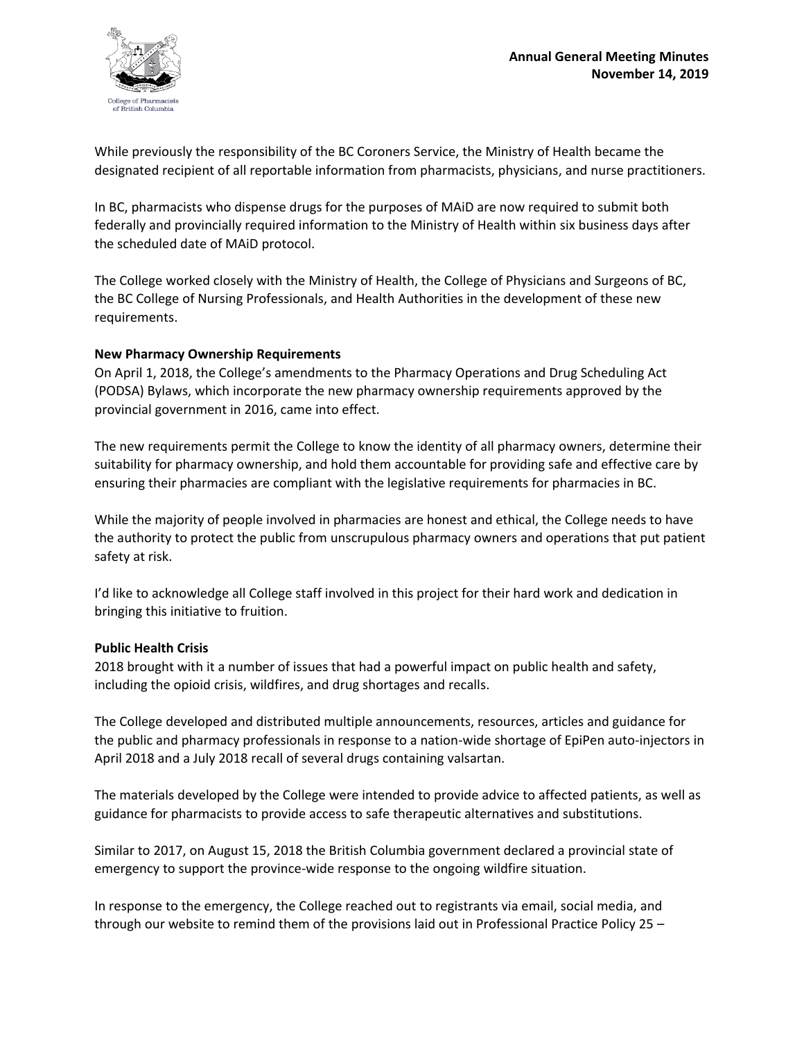While previously the responsibility of the BC Coroners Service, the Ministry of Health became the designated recipient of all reportable information from pharmacists, physicians, and nurse practitioners.

In BC, pharmacists who dispense drugs for the purposes of MAiD are now required to submit both federally and provincially required information to the Ministry of Health within six business days after the scheduled date of MAiD protocol.

The College worked closely with the Ministry of Health, the College of Physicians and Surgeons of BC, the BC College of Nursing Professionals, and Health Authorities in the development of these new requirements.

**New Pharmacy Ownership Requirements**

On April 1, 2018, the College's amendments to the Pharmacy Operations and Drug Scheduling Act (PODSA) Bylaws, which incorporate the new pharmacy ownership requirements approved by the provincial government in 2016, came into effect.

The new requirements permit the College to know the identity of all pharmacy owners, determine their suitability for pharmacy ownership, and hold them accountable for providing safe and effective care by ensuring their pharmacies are compliant with the legislative requirements for pharmacies in BC.

While the majority of people involved in pharmacies are honest and ethical, the College needs to have the authority to protect the public from unscrupulous pharmacy owners and operations that put patient safety at risk.

I'd like to acknowledge all College staff involved in this project for their hard work and dedication in bringing this initiative to fruition.

**Public Health Crisis**

2018 brought with it a number of issues that had a powerful impact on public health and safety, including the opioid crisis, wildfires, and drug shortages and recalls.

The College developed and distributed multiple announcements, resources, articles and guidance for the public and pharmacy professionals in response to a nation-wide shortage of EpiPen auto-injectors in April 2018 and a July 2018 recall of several drugs containing valsartan.

The materials developed by the College were intended to provide advice to affected patients, as well as guidance for pharmacists to provide access to safe therapeutic alternatives and substitutions.

Similar to 2017, on August 15, 2018 the British Columbia government declared a provincial state of emergency to support the province-wide response to the ongoing wildfire situation.

In response to the emergency, the College reached out to registrants via email, social media, and through our website to remind them of the provisions laid out in Professional Practice Policy 25 –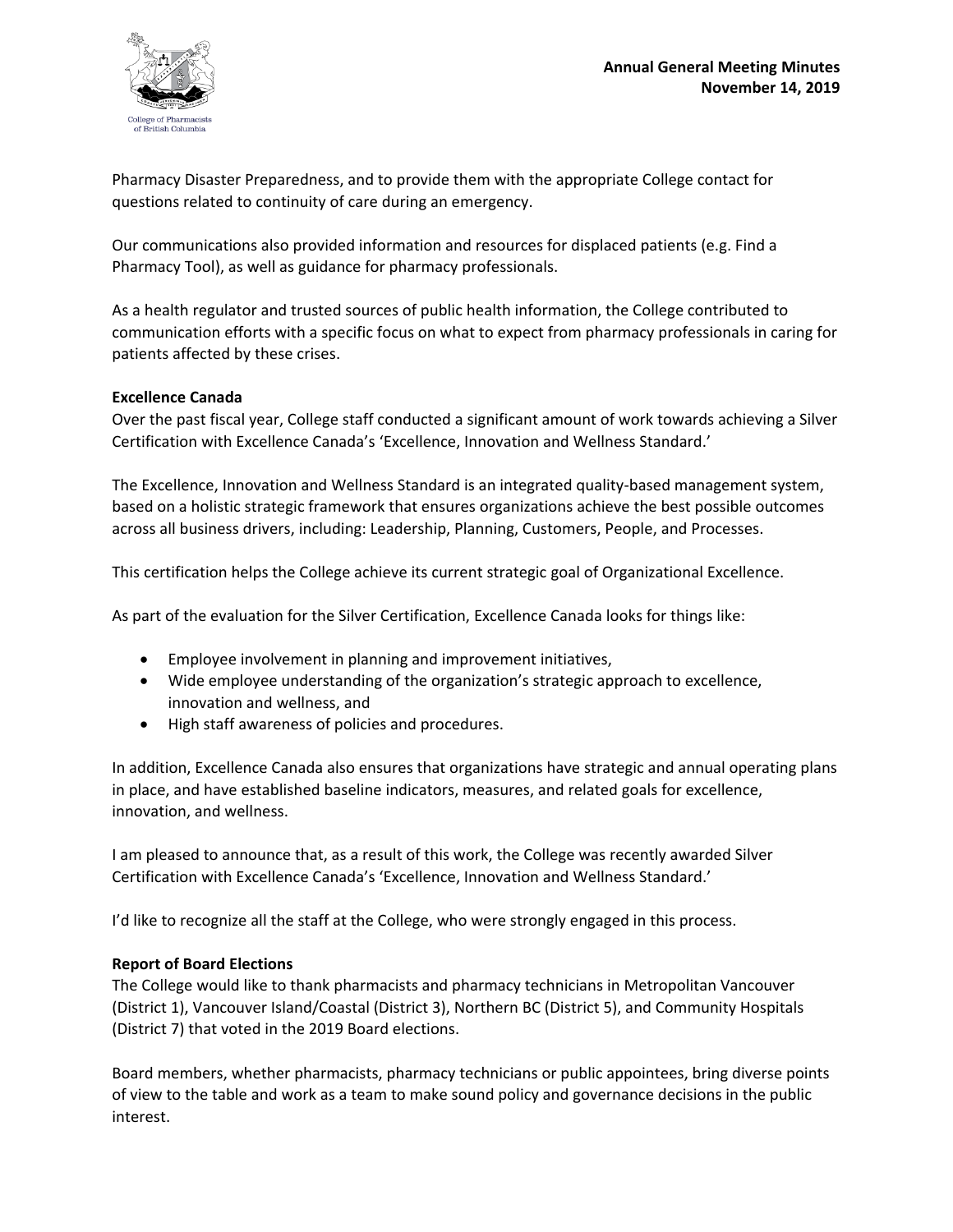Pharmacy Disaster Preparedness, and to provide them with the appropriate College contact for questions related to continuity of care during an emergency.

Our communications also provided information and resources for displaced patients (e.g. Find a Pharmacy Tool), as well as guidance for pharmacy professionals.

As a health regulator and trusted sources of public health information, the College contributed to communication efforts with a specific focus on what to expect from pharmacy professionals in caring for patients affected by these crises.

**Excellence Canada**

Over the past fiscal year, College staff conducted a significant amount of work towards achieving a Silver Certification with Excellence Canada's 'Excellence, Innovation and Wellness Standard.'

The Excellence, Innovation and Wellness Standard is an integrated quality-based management system, based on a holistic strategic framework that ensures organizations achieve the best possible outcomes across all business drivers, including: Leadership, Planning, Customers, People, and Processes.

This certification helps the College achieve its current strategic goal of Organizational Excellence.

As part of the evaluation for the Silver Certification, Excellence Canada looks for things like:

- Employee involvement in planning and improvement initiatives,
- Wide employee understanding of the organization's strategic approach to excellence, innovation and wellness, and
- High staff awareness of policies and procedures.

In addition, Excellence Canada also ensures that organizations have strategic and annual operating plans in place, and have established baseline indicators, measures, and related goals for excellence, innovation, and wellness.

I am pleased to announce that, as a result of this work, the College was recently awarded Silver Certification with Excellence Canada's 'Excellence, Innovation and Wellness Standard.'

I'd like to recognize all the staff at the College, who were strongly engaged in this process.

**Report of Board Elections**

The College would like to thank pharmacists and pharmacy technicians in Metropolitan Vancouver (District 1), Vancouver Island/Coastal (District 3), Northern BC (District 5), and Community Hospitals (District 7) that voted in the 2019 Board elections.

Board members, whether pharmacists, pharmacy technicians or public appointees, bring diverse points of view to the table and work as a team to make sound policy and governance decisions in the public interest.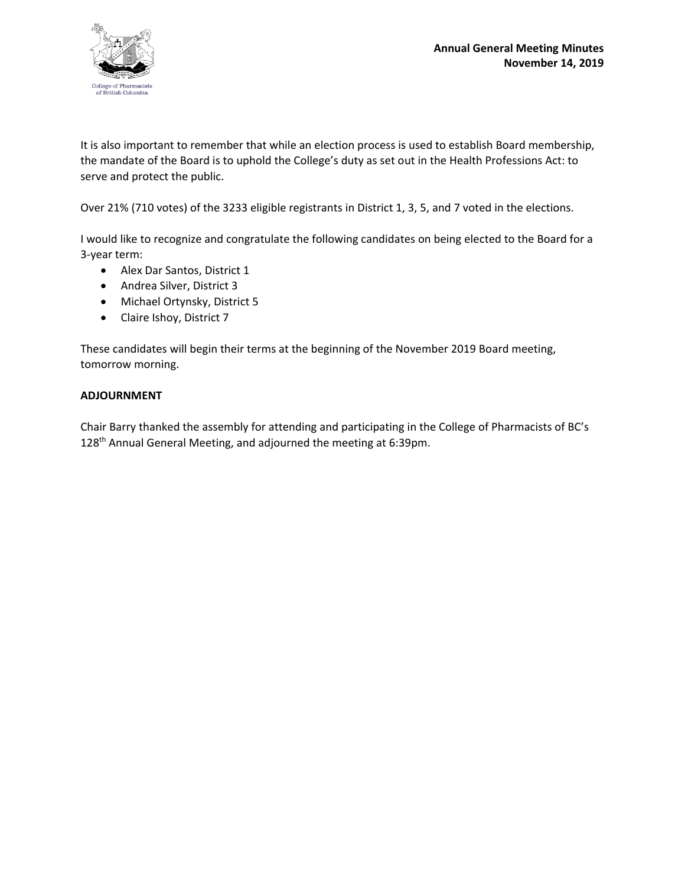It is also important to remember that while an election process is used to establish Board membership, the mandate of the Board is to uphold the College's duty as set out in the Health Professions Act: to serve and protect the public.

Over 21% (710 votes) of the 3233 eligible registrants in District 1, 3, 5, and 7 voted in the elections.

I would like to recognize and congratulate the following candidates on being elected to the Board for a 3-year term:

- Alex Dar Santos, District 1
- Andrea Silver, District 3
- Michael Ortynsky, District 5
- Claire Ishoy, District 7

These candidates will begin their terms at the beginning of the November 2019 Board meeting, tomorrow morning.

**ADJOURNMENT**

Chair Barry thanked the assembly for attending and participating in the College of Pharmacists of BC's 128th Annual General Meeting, and adjourned the meeting at 6:39pm.